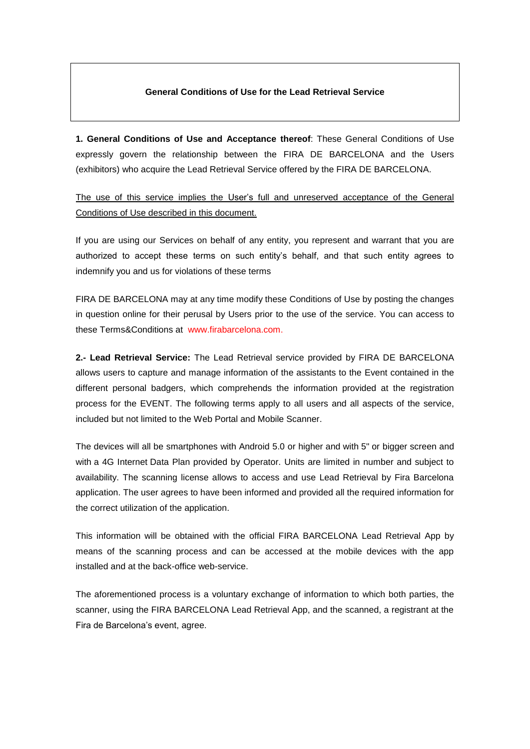# General Conditions of Use for the Lead Retrieval Service

**1. General Conditions of Use and Acceptance thereof**: These General Conditions of Use expressly govern the relationship between the FIRA DE BARCELONA and the Users (exhibitors) who acquire the Lead Retrieval Service offered by the FIRA DE BARCELONA.

<u>The use of this service implies the User's full and unreserved acceptance of the General Conditions of Use described in this document.</u>

If you are using our Services on behalf of any entity, you represent and warrant that you are authorized to accept these terms on such entity's behalf, and that such entity agrees to indemnify you and us for violations of these terms

FIRA DE BARCELONA may at any time modify these Conditions of Use by posting the changes in question online for their perusal by Users prior to the use of the service. You can access to these Terms&Conditions at www.firabarcelona.com.

**2.- Lead Retrieval Service:** The Lead Retrieval service provided by FIRA DE BARCELONA allows users to capture and manage information of the assistants to the Event contained in the different personal badgers, which comprehends the information provided at the registration process for the EVENT. The following terms apply to all users and all aspects of the service, included but not limited to the Web Portal and Mobile Scanner.

The devices will all be smartphones with Android 5.0 or higher and with 5" or bigger screen and with a 4G Internet Data Plan provided by Operator. Units are limited in number and subject to availability. The scanning license allows to access and use Lead Retrieval by Fira Barcelona application. The user agrees to have been informed and provided all the required information for the correct utilization of the application.

This information will be obtained with the official FIRA BARCELONA Lead Retrieval App by means of the scanning process and can be accessed at the mobile devices with the app installed and at the back-office web-service.

The aforementioned process is a voluntary exchange of information to which both parties, the scanner, using the FIRA BARCELONA Lead Retrieval App, and the scanned, a registrant at the Fira de Barcelona's event, agree.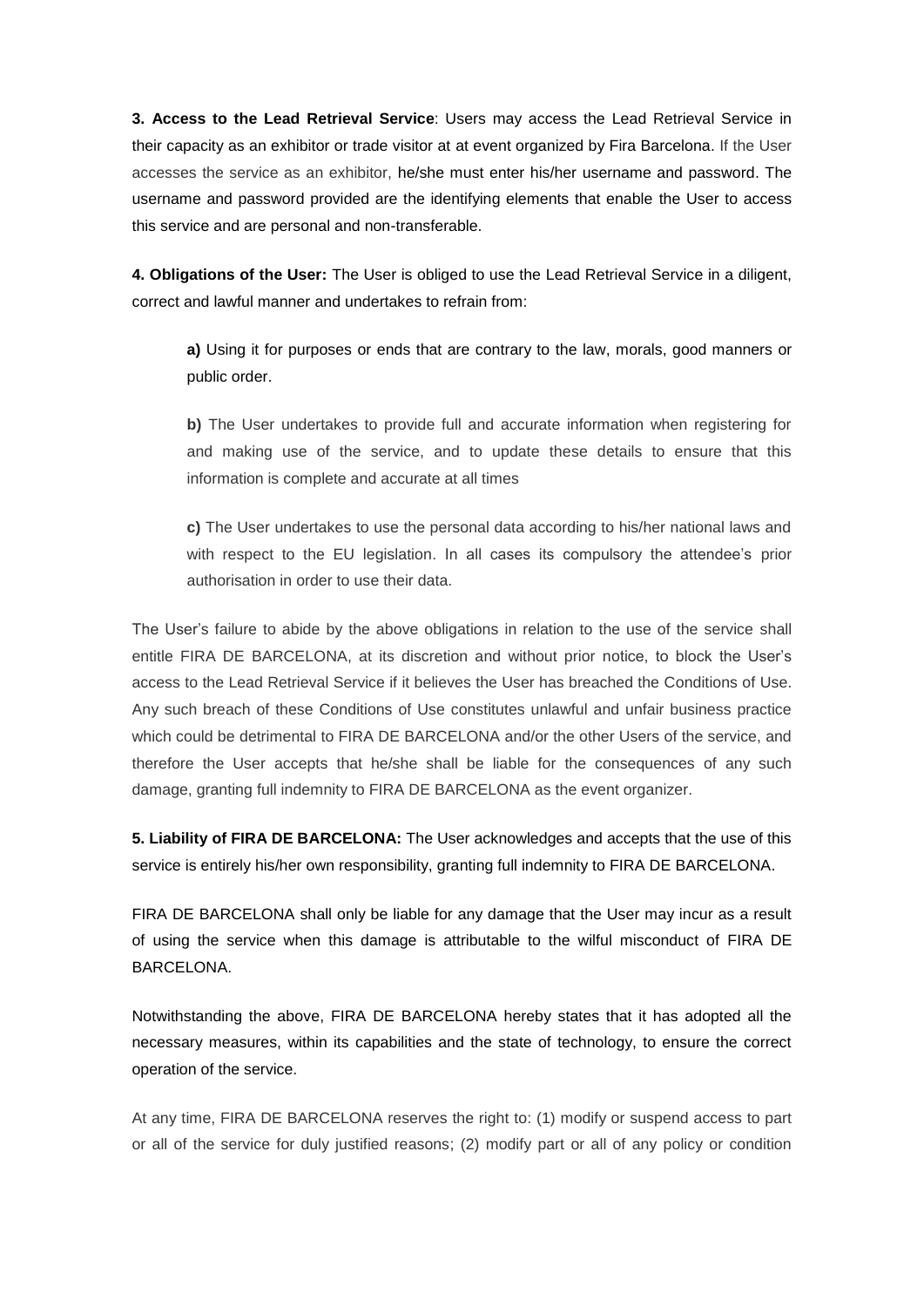**3. Access to the Lead Retrieval Service**: Users may access the Lead Retrieval Service in their capacity as an exhibitor or trade visitor at at event organized by Fira Barcelona. If the User accesses the service as an exhibitor, he/she must enter his/her username and password. The username and password provided are the identifying elements that enable the User to access this service and are personal and non-transferable.

**4. Obligations of the User:** The User is obliged to use the Lead Retrieval Service in a diligent, correct and lawful manner and undertakes to refrain from:

> **a)** Using it for purposes or ends that are contrary to the law, morals, good manners or public order.
>
> **b)** The User undertakes to provide full and accurate information when registering for and making use of the service, and to update these details to ensure that this information is complete and accurate at all times
>
> **c)** The User undertakes to use the personal data according to his/her national laws and with respect to the EU legislation. In all cases its compulsory the attendee's prior authorisation in order to use their data.

The User's failure to abide by the above obligations in relation to the use of the service shall entitle FIRA DE BARCELONA, at its discretion and without prior notice, to block the User's access to the Lead Retrieval Service if it believes the User has breached the Conditions of Use. Any such breach of these Conditions of Use constitutes unlawful and unfair business practice which could be detrimental to FIRA DE BARCELONA and/or the other Users of the service, and therefore the User accepts that he/she shall be liable for the consequences of any such damage, granting full indemnity to FIRA DE BARCELONA as the event organizer.

**5. Liability of FIRA DE BARCELONA:** The User acknowledges and accepts that the use of this service is entirely his/her own responsibility, granting full indemnity to FIRA DE BARCELONA.

FIRA DE BARCELONA shall only be liable for any damage that the User may incur as a result of using the service when this damage is attributable to the wilful misconduct of FIRA DE BARCELONA.

Notwithstanding the above, FIRA DE BARCELONA hereby states that it has adopted all the necessary measures, within its capabilities and the state of technology, to ensure the correct operation of the service.

At any time, FIRA DE BARCELONA reserves the right to: (1) modify or suspend access to part or all of the service for duly justified reasons; (2) modify part or all of any policy or condition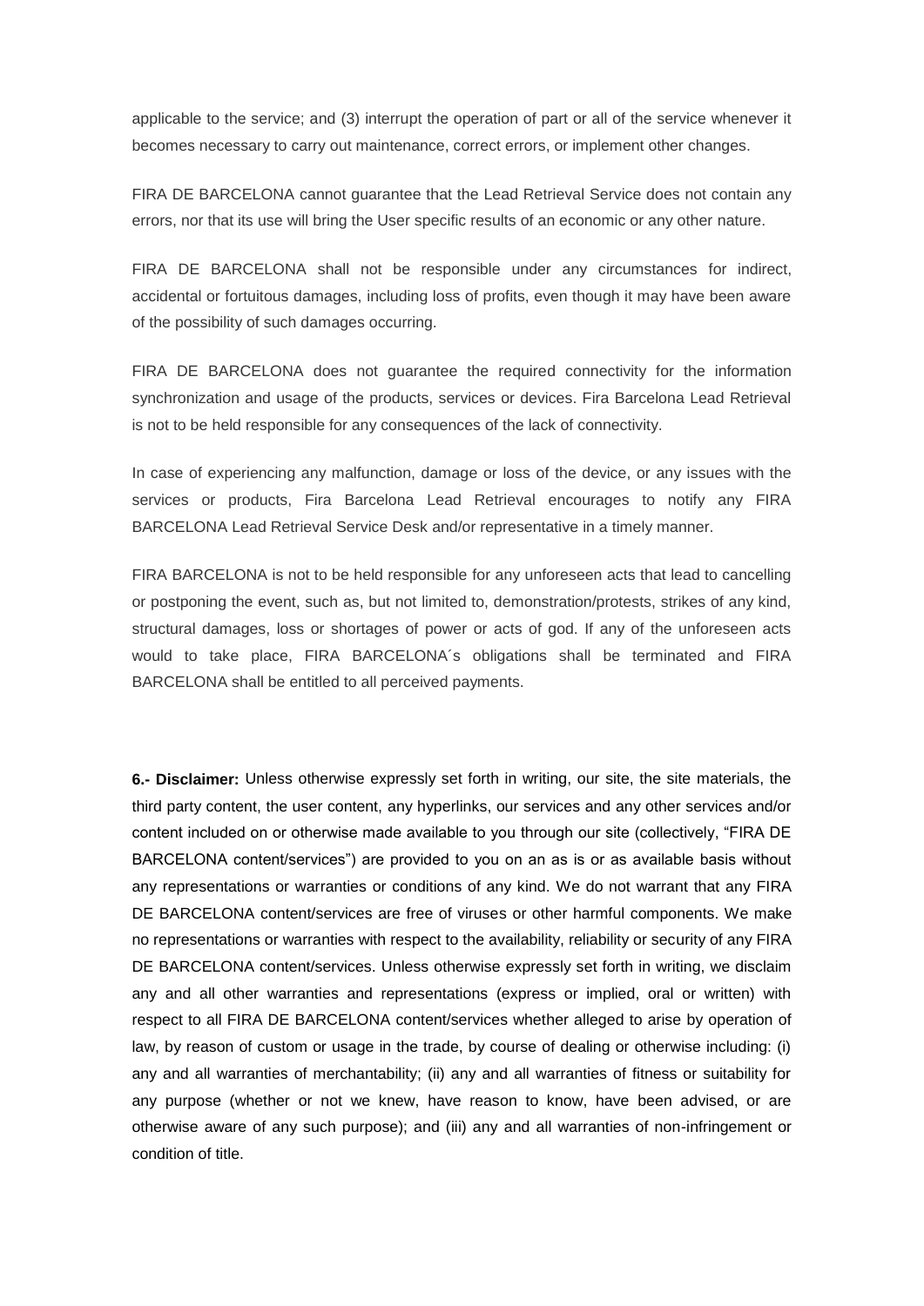applicable to the service; and (3) interrupt the operation of part or all of the service whenever it becomes necessary to carry out maintenance, correct errors, or implement other changes.

FIRA DE BARCELONA cannot guarantee that the Lead Retrieval Service does not contain any errors, nor that its use will bring the User specific results of an economic or any other nature.

FIRA DE BARCELONA shall not be responsible under any circumstances for indirect, accidental or fortuitous damages, including loss of profits, even though it may have been aware of the possibility of such damages occurring.

FIRA DE BARCELONA does not guarantee the required connectivity for the information synchronization and usage of the products, services or devices. Fira Barcelona Lead Retrieval is not to be held responsible for any consequences of the lack of connectivity.

In case of experiencing any malfunction, damage or loss of the device, or any issues with the services or products, Fira Barcelona Lead Retrieval encourages to notify any FIRA BARCELONA Lead Retrieval Service Desk and/or representative in a timely manner.

FIRA BARCELONA is not to be held responsible for any unforeseen acts that lead to cancelling or postponing the event, such as, but not limited to, demonstration/protests, strikes of any kind, structural damages, loss or shortages of power or acts of god. If any of the unforeseen acts would to take place, FIRA BARCELONA´s obligations shall be terminated and FIRA BARCELONA shall be entitled to all perceived payments.

**6.- Disclaimer:** Unless otherwise expressly set forth in writing, our site, the site materials, the third party content, the user content, any hyperlinks, our services and any other services and/or content included on or otherwise made available to you through our site (collectively, “FIRA DE BARCELONA content/services”) are provided to you on an as is or as available basis without any representations or warranties or conditions of any kind. We do not warrant that any FIRA DE BARCELONA content/services are free of viruses or other harmful components. We make no representations or warranties with respect to the availability, reliability or security of any FIRA DE BARCELONA content/services. Unless otherwise expressly set forth in writing, we disclaim any and all other warranties and representations (express or implied, oral or written) with respect to all FIRA DE BARCELONA content/services whether alleged to arise by operation of law, by reason of custom or usage in the trade, by course of dealing or otherwise including: (i) any and all warranties of merchantability; (ii) any and all warranties of fitness or suitability for any purpose (whether or not we knew, have reason to know, have been advised, or are otherwise aware of any such purpose); and (iii) any and all warranties of non-infringement or condition of title.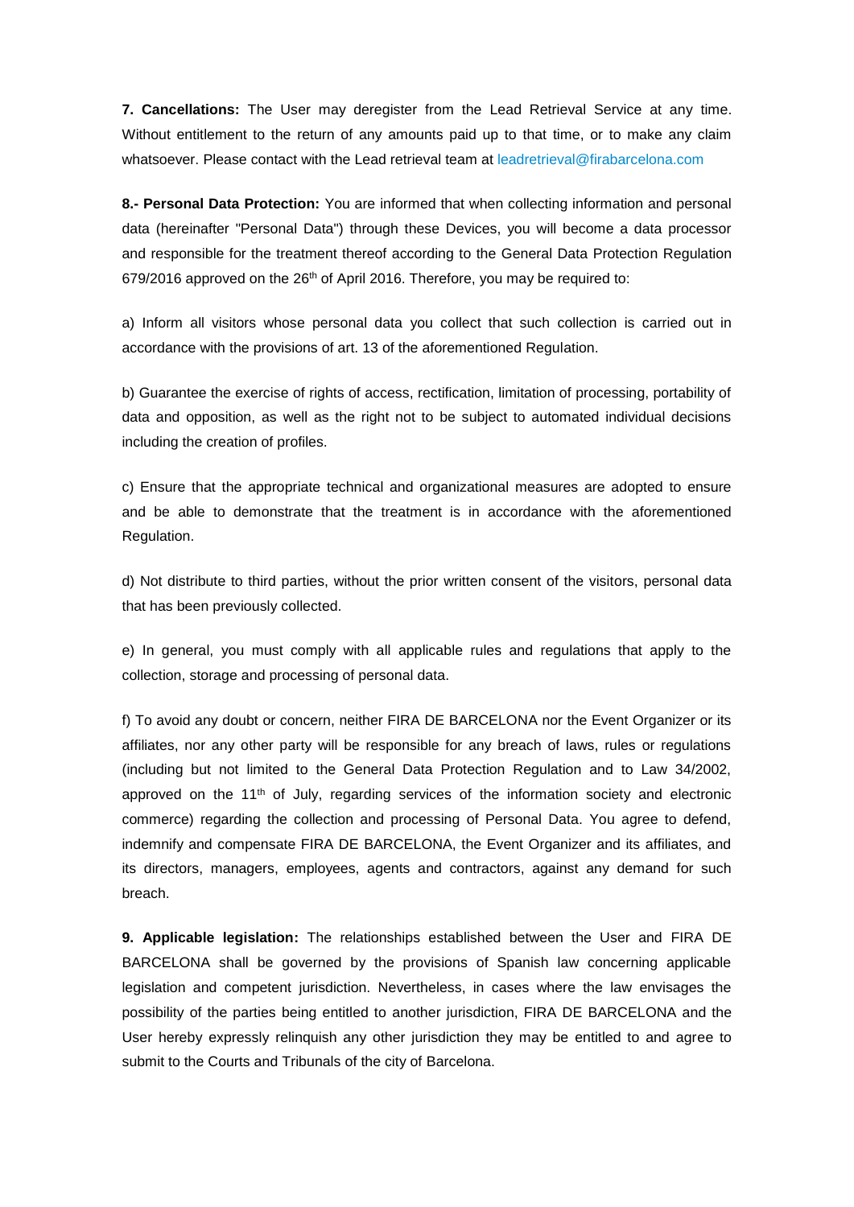**7. Cancellations:** The User may deregister from the Lead Retrieval Service at any time. Without entitlement to the return of any amounts paid up to that time, or to make any claim whatsoever. Please contact with the Lead retrieval team at leadretrieval@firabarcelona.com

**8.- Personal Data Protection:** You are informed that when collecting information and personal data (hereinafter "Personal Data") through these Devices, you will become a data processor and responsible for the treatment thereof according to the General Data Protection Regulation 679/2016 approved on the 26th of April 2016. Therefore, you may be required to:

a) Inform all visitors whose personal data you collect that such collection is carried out in accordance with the provisions of art. 13 of the aforementioned Regulation.

b) Guarantee the exercise of rights of access, rectification, limitation of processing, portability of data and opposition, as well as the right not to be subject to automated individual decisions including the creation of profiles.

c) Ensure that the appropriate technical and organizational measures are adopted to ensure and be able to demonstrate that the treatment is in accordance with the aforementioned Regulation.

d) Not distribute to third parties, without the prior written consent of the visitors, personal data that has been previously collected.

e) In general, you must comply with all applicable rules and regulations that apply to the collection, storage and processing of personal data.

f) To avoid any doubt or concern, neither FIRA DE BARCELONA nor the Event Organizer or its affiliates, nor any other party will be responsible for any breach of laws, rules or regulations (including but not limited to the General Data Protection Regulation and to Law 34/2002, approved on the 11th of July, regarding services of the information society and electronic commerce) regarding the collection and processing of Personal Data. You agree to defend, indemnify and compensate FIRA DE BARCELONA, the Event Organizer and its affiliates, and its directors, managers, employees, agents and contractors, against any demand for such breach.

**9. Applicable legislation:** The relationships established between the User and FIRA DE BARCELONA shall be governed by the provisions of Spanish law concerning applicable legislation and competent jurisdiction. Nevertheless, in cases where the law envisages the possibility of the parties being entitled to another jurisdiction, FIRA DE BARCELONA and the User hereby expressly relinquish any other jurisdiction they may be entitled to and agree to submit to the Courts and Tribunals of the city of Barcelona.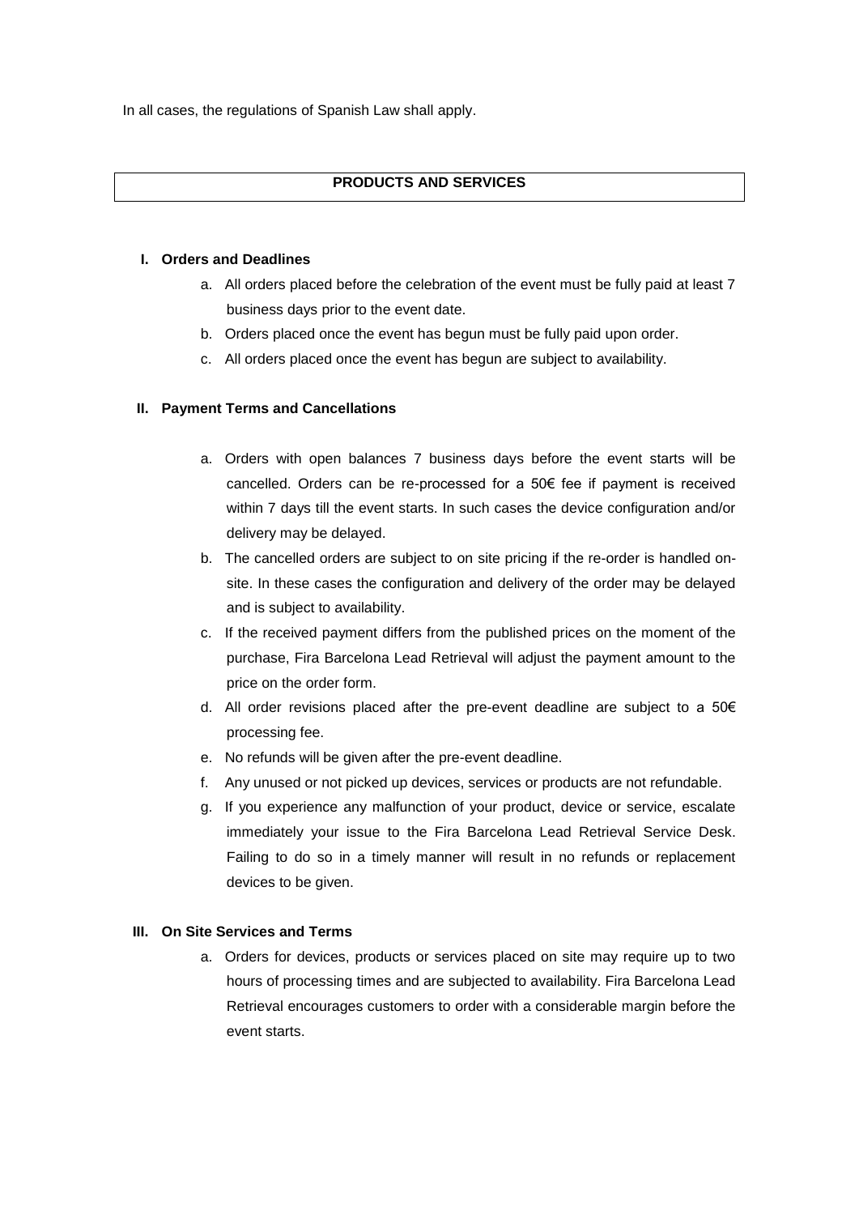In all cases, the regulations of Spanish Law shall apply.

## PRODUCTS AND SERVICES

### I. Orders and Deadlines

a. All orders placed before the celebration of the event must be fully paid at least 7 business days prior to the event date.

b. Orders placed once the event has begun must be fully paid upon order.

c. All orders placed once the event has begun are subject to availability.

### II. Payment Terms and Cancellations

a. Orders with open balances 7 business days before the event starts will be cancelled. Orders can be re-processed for a 50€ fee if payment is received within 7 days till the event starts. In such cases the device configuration and/or delivery may be delayed.

b. The cancelled orders are subject to on site pricing if the re-order is handled on-site. In these cases the configuration and delivery of the order may be delayed and is subject to availability.

c. If the received payment differs from the published prices on the moment of the purchase, Fira Barcelona Lead Retrieval will adjust the payment amount to the price on the order form.

d. All order revisions placed after the pre-event deadline are subject to a 50€ processing fee.

e. No refunds will be given after the pre-event deadline.

f. Any unused or not picked up devices, services or products are not refundable.

g. If you experience any malfunction of your product, device or service, escalate immediately your issue to the Fira Barcelona Lead Retrieval Service Desk. Failing to do so in a timely manner will result in no refunds or replacement devices to be given.

### III. On Site Services and Terms

a. Orders for devices, products or services placed on site may require up to two hours of processing times and are subjected to availability. Fira Barcelona Lead Retrieval encourages customers to order with a considerable margin before the event starts.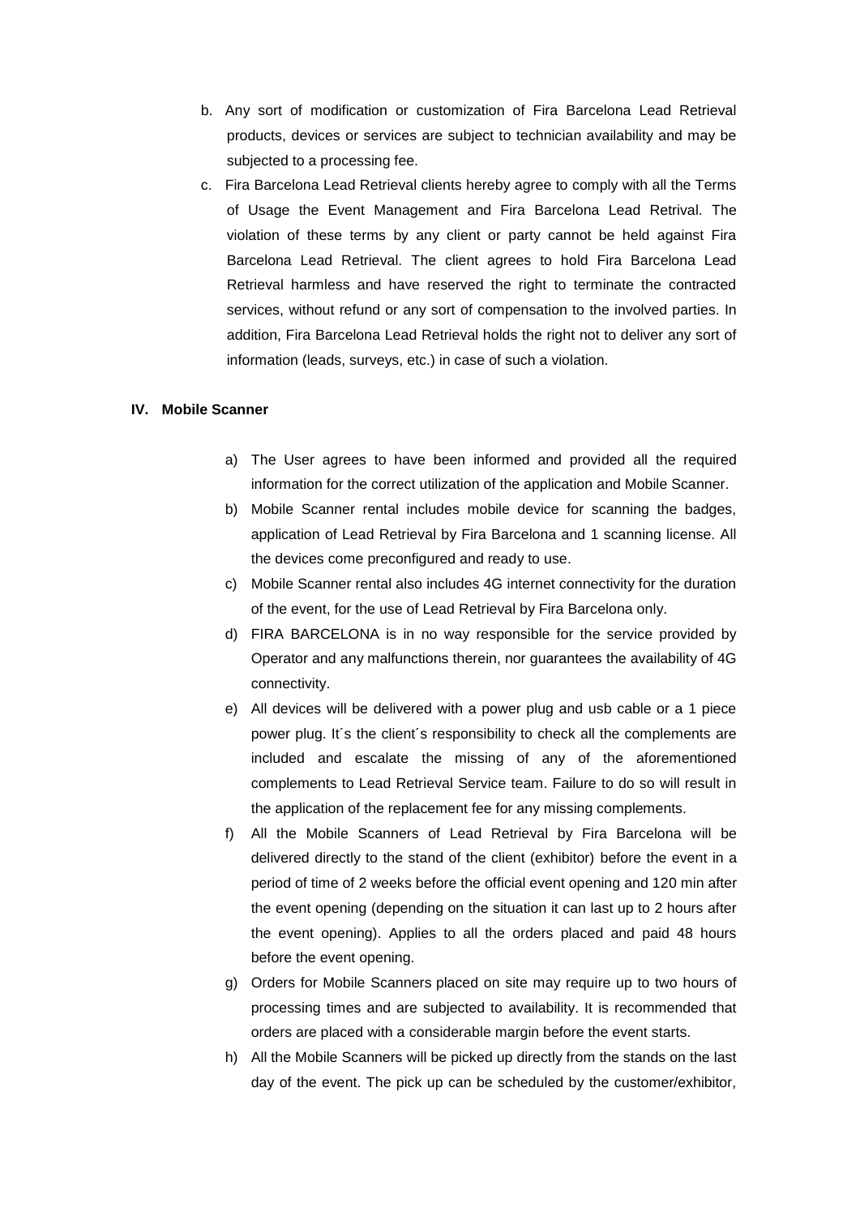b. Any sort of modification or customization of Fira Barcelona Lead Retrieval products, devices or services are subject to technician availability and may be subjected to a processing fee.

c. Fira Barcelona Lead Retrieval clients hereby agree to comply with all the Terms of Usage the Event Management and Fira Barcelona Lead Retrival. The violation of these terms by any client or party cannot be held against Fira Barcelona Lead Retrieval. The client agrees to hold Fira Barcelona Lead Retrieval harmless and have reserved the right to terminate the contracted services, without refund or any sort of compensation to the involved parties. In addition, Fira Barcelona Lead Retrieval holds the right not to deliver any sort of information (leads, surveys, etc.) in case of such a violation.

## IV. Mobile Scanner

a) The User agrees to have been informed and provided all the required information for the correct utilization of the application and Mobile Scanner.

b) Mobile Scanner rental includes mobile device for scanning the badges, application of Lead Retrieval by Fira Barcelona and 1 scanning license. All the devices come preconfigured and ready to use.

c) Mobile Scanner rental also includes 4G internet connectivity for the duration of the event, for the use of Lead Retrieval by Fira Barcelona only.

d) FIRA BARCELONA is in no way responsible for the service provided by Operator and any malfunctions therein, nor guarantees the availability of 4G connectivity.

e) All devices will be delivered with a power plug and usb cable or a 1 piece power plug. It´s the client´s responsibility to check all the complements are included and escalate the missing of any of the aforementioned complements to Lead Retrieval Service team. Failure to do so will result in the application of the replacement fee for any missing complements.

f) All the Mobile Scanners of Lead Retrieval by Fira Barcelona will be delivered directly to the stand of the client (exhibitor) before the event in a period of time of 2 weeks before the official event opening and 120 min after the event opening (depending on the situation it can last up to 2 hours after the event opening). Applies to all the orders placed and paid 48 hours before the event opening.

g) Orders for Mobile Scanners placed on site may require up to two hours of processing times and are subjected to availability. It is recommended that orders are placed with a considerable margin before the event starts.

h) All the Mobile Scanners will be picked up directly from the stands on the last day of the event. The pick up can be scheduled by the customer/exhibitor,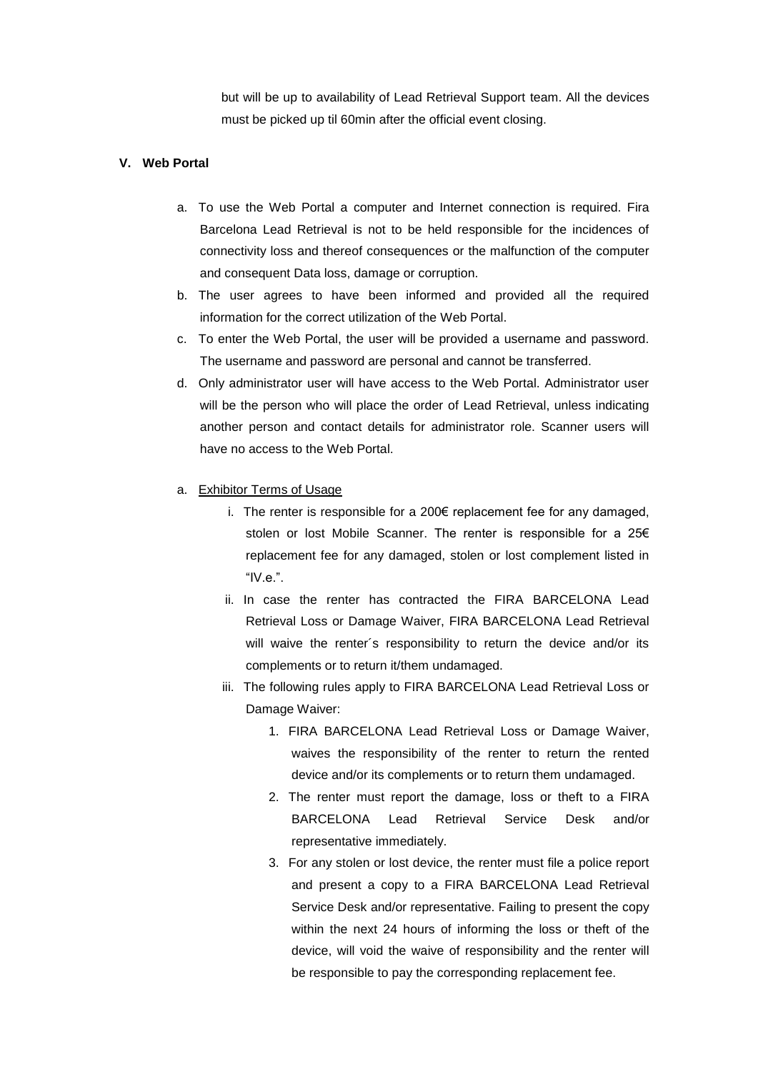but will be up to availability of Lead Retrieval Support team. All the devices must be picked up til 60min after the official event closing.

## V. Web Portal

a. To use the Web Portal a computer and Internet connection is required. Fira Barcelona Lead Retrieval is not to be held responsible for the incidences of connectivity loss and thereof consequences or the malfunction of the computer and consequent Data loss, damage or corruption.

b. The user agrees to have been informed and provided all the required information for the correct utilization of the Web Portal.

c. To enter the Web Portal, the user will be provided a username and password. The username and password are personal and cannot be transferred.

d. Only administrator user will have access to the Web Portal. Administrator user will be the person who will place the order of Lead Retrieval, unless indicating another person and contact details for administrator role. Scanner users will have no access to the Web Portal.

a. <u>Exhibitor Terms of Usage</u>

   i. The renter is responsible for a 200€ replacement fee for any damaged, stolen or lost Mobile Scanner. The renter is responsible for a 25€ replacement fee for any damaged, stolen or lost complement listed in "IV.e.".

   ii. In case the renter has contracted the FIRA BARCELONA Lead Retrieval Loss or Damage Waiver, FIRA BARCELONA Lead Retrieval will waive the renter´s responsibility to return the device and/or its complements or to return it/them undamaged.

   iii. The following rules apply to FIRA BARCELONA Lead Retrieval Loss or Damage Waiver:

      1. FIRA BARCELONA Lead Retrieval Loss or Damage Waiver, waives the responsibility of the renter to return the rented device and/or its complements or to return them undamaged.

      2. The renter must report the damage, loss or theft to a FIRA BARCELONA Lead Retrieval Service Desk and/or representative immediately.

      3. For any stolen or lost device, the renter must file a police report and present a copy to a FIRA BARCELONA Lead Retrieval Service Desk and/or representative. Failing to present the copy within the next 24 hours of informing the loss or theft of the device, will void the waive of responsibility and the renter will be responsible to pay the corresponding replacement fee.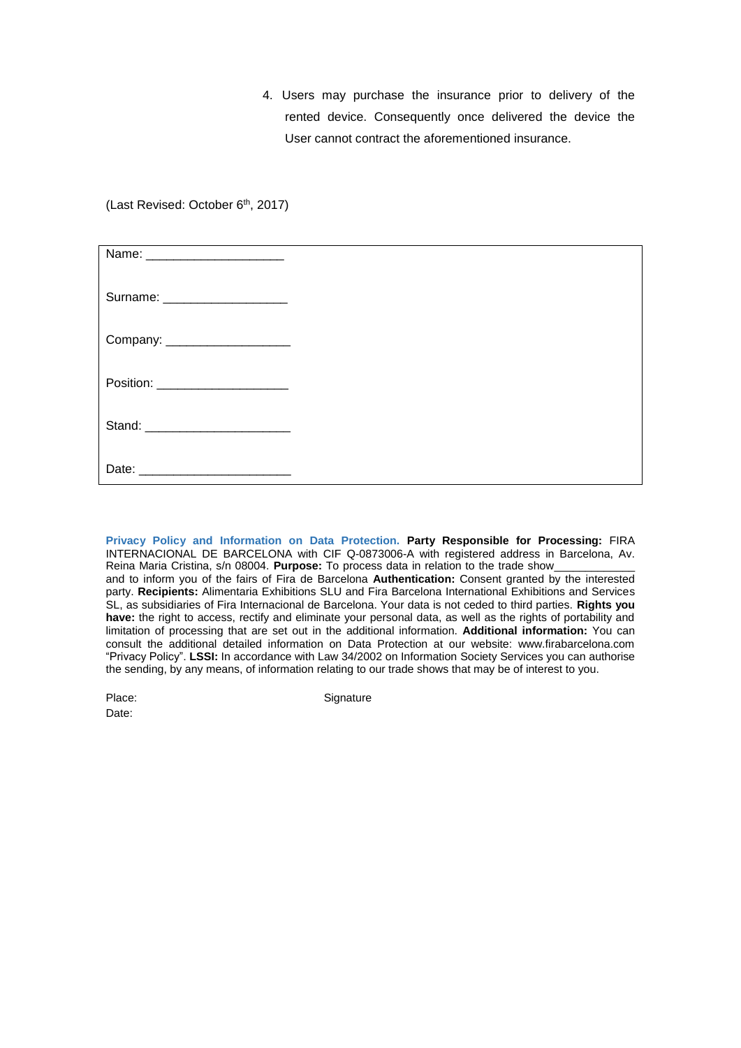4. Users may purchase the insurance prior to delivery of the rented device. Consequently once delivered the device the User cannot contract the aforementioned insurance.

(Last Revised: October 6th, 2017)

Name: ____________________

Surname: __________________

Company: __________________

Position: ___________________

Stand: _____________________

Date: ______________________

**Privacy Policy and Information on Data Protection.** **Party Responsible for Processing:** FIRA INTERNACIONAL DE BARCELONA with CIF Q-0873006-A with registered address in Barcelona, Av. Reina Maria Cristina, s/n 08004. **Purpose:** To process data in relation to the trade show____________ and to inform you of the fairs of Fira de Barcelona **Authentication:** Consent granted by the interested party. **Recipients:** Alimentaria Exhibitions SLU and Fira Barcelona International Exhibitions and Services SL, as subsidiaries of Fira Internacional de Barcelona. Your data is not ceded to third parties. **Rights you have:** the right to access, rectify and eliminate your personal data, as well as the rights of portability and limitation of processing that are set out in the additional information. **Additional information:** You can consult the additional detailed information on Data Protection at our website: www.firabarcelona.com "Privacy Policy". **LSSI:** In accordance with Law 34/2002 on Information Society Services you can authorise the sending, by any means, of information relating to our trade shows that may be of interest to you.

Place: Signature

Date: